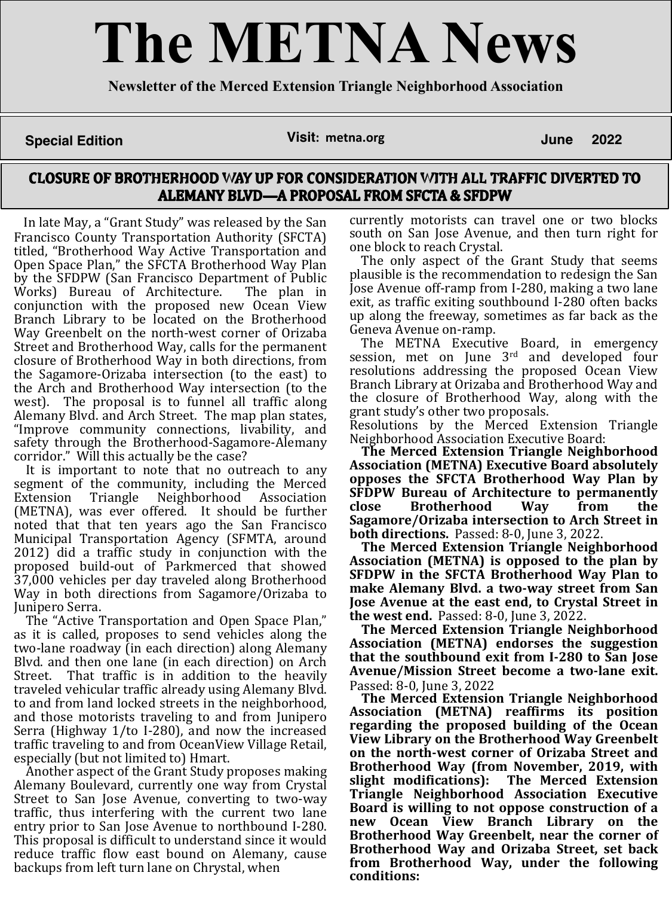# The METNA News

**Newsletter of the Merced Extension Triangle Neighborhood Association**

**Special Edition** | **Visit: metna.org** | **June 2022**

## CLOSURE OF BROTHERHOOD WAY UP FOR CONSIDERATION WITH ALL TRAFFIC DIVERTED TO ALEMANY BLVD—A PROPOSAL FROM SFCTA & SFDPW

In late May, a "Grant Study" was released by the San Francisco County Transportation Authority (SFCTA) titled, "Brotherhood Way Active Transportation and Open Space Plan," the SFCTA Brotherhood Way Plan by the SFDPW (San Francisco Department of Public Works) Bureau of Architecture. The plan in conjunction with the proposed new Ocean View Branch Library to be located on the Brotherhood Way Greenbelt on the north-west corner of Orizaba Street and Brotherhood Way, calls for the permanent closure of Brotherhood Way in both directions, from the Sagamore-Orizaba intersection (to the east) to the Arch and Brotherhood Way intersection (to the west). The proposal is to funnel all traffic along Alemany Blvd. and Arch Street. The map plan states, "Improve community connections, livability, and safety through the Brotherhood-Sagamore-Alemany corridor." Will this actually be the case?

It is important to note that no outreach to any segment of the community, including the Merced Extension Triangle Neighborhood Association (METNA), was ever offered. It should be further noted that that ten years ago the San Francisco Municipal Transportation Agency (SFMTA, around 2012) did a traffic study in conjunction with the proposed build-out of Parkmerced that showed 37,000 vehicles per day traveled along Brotherhood Way in both directions from Sagamore/Orizaba to Junipero Serra.

The "Active Transportation and Open Space Plan," as it is called, proposes to send vehicles along the two-lane roadway (in each direction) along Alemany Blvd. and then one lane (in each direction) on Arch Street. That traffic is in addition to the heavily traveled vehicular traffic already using Alemany Blvd. to and from land locked streets in the neighborhood, and those motorists traveling to and from Junipero Serra (Highway 1/to I-280), and now the increased traffic traveling to and from OceanView Village Retail, especially (but not limited to) Hmart.

Another aspect of the Grant Study proposes making Alemany Boulevard, currently one way from Crystal Street to San Jose Avenue, converting to two-way traffic, thus interfering with the current two lane entry prior to San Jose Avenue to northbound I-280. This proposal is difficult to understand since it would reduce traffic flow east bound on Alemany, cause backups from left turn lane on Chrystal, when currently motorists can travel one or two blocks south on San Jose Avenue, and then turn right for one block to reach Crystal.

The only aspect of the Grant Study that seems plausible is the recommendation to redesign the San Jose Avenue off-ramp from I-280, making a two lane exit, as traffic exiting southbound I-280 often backs up along the freeway, sometimes as far back as the Geneva Avenue on-ramp.

The METNA Executive Board, in emergency session, met on June 3rd and developed four resolutions addressing the proposed Ocean View Branch Library at Orizaba and Brotherhood Way and the closure of Brotherhood Way, along with the grant study's other two proposals.

Resolutions by the Merced Extension Triangle Neighborhood Association Executive Board:

**The Merced Extension Triangle Neighborhood Association (METNA) Executive Board absolutely opposes the SFCTA Brotherhood Way Plan by SFDPW Bureau of Architecture to permanently close Brotherhood Way from the Sagamore/Orizaba intersection to Arch Street in both directions.** Passed: 8-0, June 3, 2022.

**The Merced Extension Triangle Neighborhood Association (METNA) is opposed to the plan by SFDPW in the SFCTA Brotherhood Way Plan to make Alemany Blvd. a two-way street from San Jose Avenue at the east end, to Crystal Street in the west end.** Passed: 8-0, June 3, 2022.

**The Merced Extension Triangle Neighborhood Association (METNA) endorses the suggestion that the southbound exit from I-280 to San Jose Avenue/Mission Street become a two-lane exit.** Passed: 8-0, June 3, 2022

**The Merced Extension Triangle Neighborhood Association (METNA) reaffirms its position regarding the proposed building of the Ocean View Library on the Brotherhood Way Greenbelt on the north-west corner of Orizaba Street and Brotherhood Way (from November, 2019, with slight modifications): The Merced Extension Triangle Neighborhood Association Executive Board is willing to not oppose construction of a new Ocean View Branch Library on the Brotherhood Way Greenbelt, near the corner of Brotherhood Way and Orizaba Street, set back from Brotherhood Way, under the following conditions:**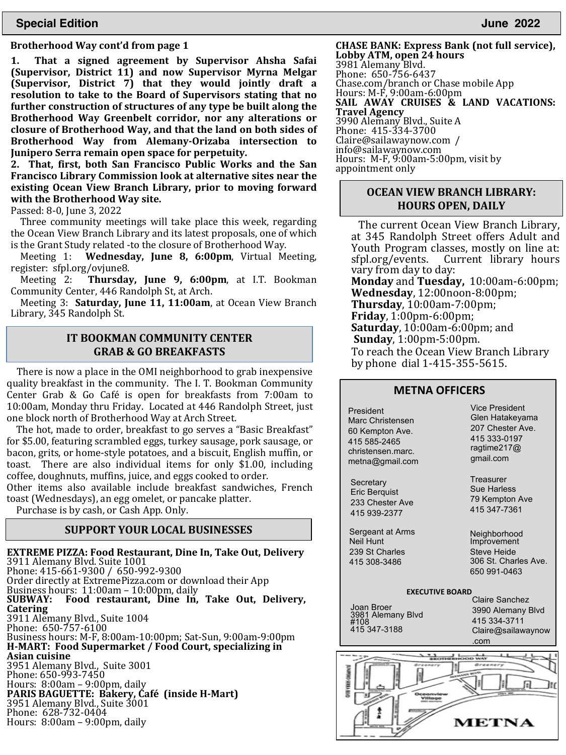**Special Edition** **June 2022**

**Brotherhood Way cont'd from page 1**

**1. That a signed agreement by Supervisor Ahsha Safai (Supervisor, District 11) and now Supervisor Myrna Melgar (Supervisor, District 7) that they would jointly draft a resolution to take to the Board of Supervisors stating that no further construction of structures of any type be built along the Brotherhood Way Greenbelt corridor, nor any alterations or closure of Brotherhood Way, and that the land on both sides of Brotherhood Way from Alemany-Orizaba intersection to Junipero Serra remain open space for perpetuity.**

**2. That, first, both San Francisco Public Works and the San Francisco Library Commission look at alternative sites near the existing Ocean View Branch Library, prior to moving forward with the Brotherhood Way site.**

Passed: 8-0, June 3, 2022

Three community meetings will take place this week, regarding the Ocean View Branch Library and its latest proposals, one of which is the Grant Study related -to the closure of Brotherhood Way.

Meeting 1: **Wednesday, June 8, 6:00pm**, Virtual Meeting, register: sfpl.org/ovjune8.

Meeting 2: **Thursday, June 9, 6:00pm**, at I.T. Bookman Community Center, 446 Randolph St, at Arch.

Meeting 3: **Saturday, June 11, 11:00am**, at Ocean View Branch Library, 345 Randolph St.

## IT BOOKMAN COMMUNITY CENTER GRAB & GO BREAKFASTS

There is now a place in the OMI neighborhood to grab inexpensive quality breakfast in the community. The I. T. Bookman Community Center Grab & Go Café is open for breakfasts from 7:00am to 10:00am, Monday thru Friday. Located at 446 Randolph Street, just one block north of Brotherhood Way at Arch Street.

The hot, made to order, breakfast to go serves a "Basic Breakfast" for $5.00, featuring scrambled eggs, turkey sausage, pork sausage, or bacon, grits, or home-style potatoes, and a biscuit, English muffin, or toast. There are also individual items for only $1.00, including coffee, doughnuts, muffins, juice, and eggs cooked to order.

Other items also available include breakfast sandwiches, French toast (Wednesdays), an egg omelet, or pancake platter.

Purchase is by cash, or Cash App. Only.

## SUPPORT YOUR LOCAL BUSINESSES

**EXTREME PIZZA: Food Restaurant, Dine In, Take Out, Delivery**
3911 Alemany Blvd. Suite 1001
Phone: 415-661-9300 / 650-992-9300
Order directly at ExtremePizza.com or download their App
Business hours: 11:00am – 10:00pm, daily

**SUBWAY: Food restaurant, Dine In, Take Out, Delivery, Catering**
3911 Alemany Blvd., Suite 1004
Phone: 650-757-6100
Business hours: M-F, 8:00am-10:00pm; Sat-Sun, 9:00am-9:00pm

**H-MART: Food Supermarket / Food Court, specializing in Asian cuisine**
3951 Alemany Blvd., Suite 3001
Phone: 650-993-7450
Hours: 8:00am – 9:00pm, daily

**PARIS BAGUETTE: Bakery, Café (inside H-Mart)**
3951 Alemany Blvd., Suite 3001
Phone: 628-732-0404
Hours: 8:00am – 9:00pm, daily

**CHASE BANK: Express Bank (not full service), Lobby ATM, open 24 hours**
3981 Alemany Blvd.
Phone: 650-756-6437
Chase.com/branch or Chase mobile App
Hours: M-F, 9:00am-6:00pm

**SAIL AWAY CRUISES & LAND VACATIONS: Travel Agency**
3990 Alemany Blvd., Suite A
Phone: 415-334-3700
Claire@sailawaynow.com / info@sailawaynow.com
Hours: M-F, 9:00am-5:00pm, visit by appointment only

## OCEAN VIEW BRANCH LIBRARY: HOURS OPEN, DAILY

The current Ocean View Branch Library, at 345 Randolph Street offers Adult and Youth Program classes, mostly on line at: sfpl.org/events. Current library hours vary from day to day:

**Monday** and **Tuesday,** 10:00am-6:00pm;
**Wednesday**, 12:00noon-8:00pm;
**Thursday**, 10:00am-7:00pm;
**Friday**, 1:00pm-6:00pm;
**Saturday**, 10:00am-6:00pm; and
**Sunday**, 1:00pm-5:00pm.

To reach the Ocean View Branch Library by phone dial 1-415-355-5615.

## METNA OFFICERS

President
Marc Christensen
60 Kempton Ave.
415 585-2465
christensen.marc.metna@gmail.com

Vice President
Glen Hatakeyama
207 Chester Ave.
415 333-0197
ragtime217@gmail.com

Secretary
Eric Berquist
233 Chester Ave
415 939-2377

Treasurer
Sue Harless
79 Kempton Ave
415 347-7361

Sergeant at Arms
Neil Hunt
239 St Charles
415 308-3486

Neighborhood Improvement
Steve Heide
306 St. Charles Ave.
650 991-0463

**EXECUTIVE BOARD**

Joan Broer
3981 Alemany Blvd #108
415 347-3188

Claire Sanchez
3990 Alemany Blvd
415 334-3711
Claire@sailawaynow.com

METNA